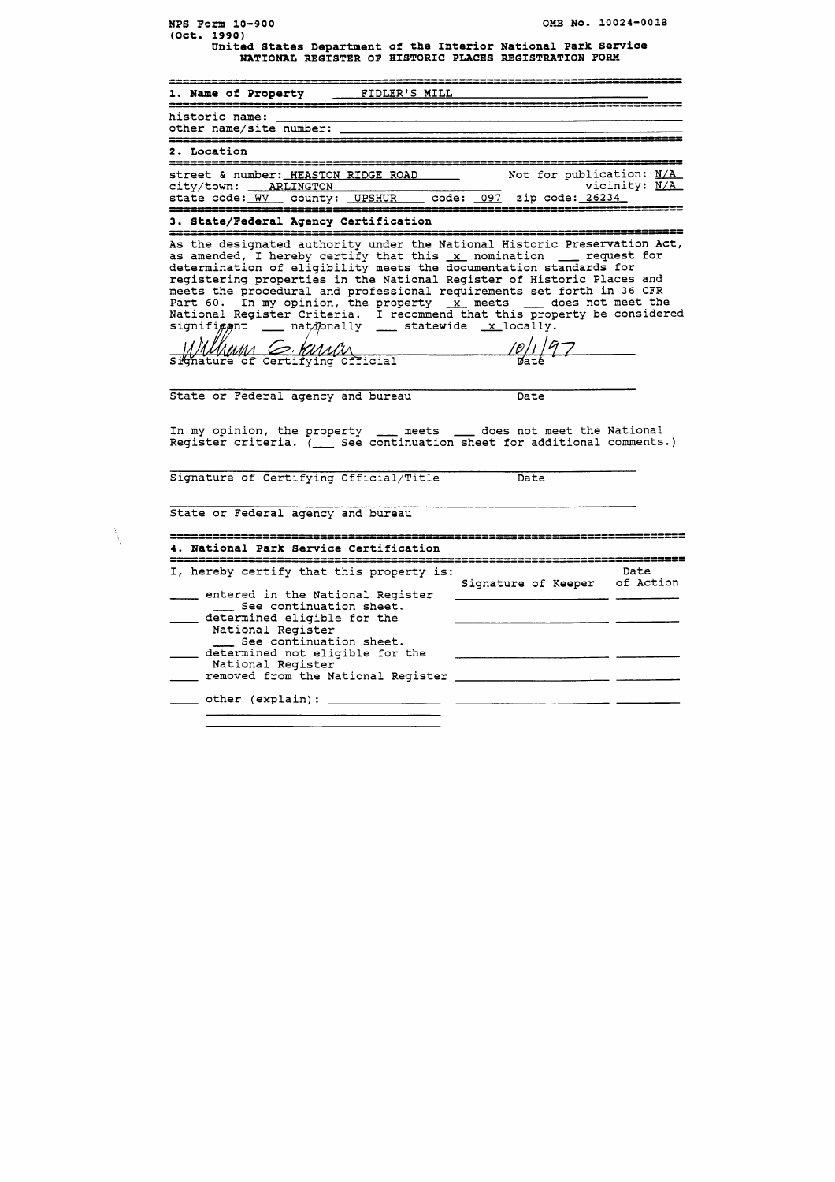NPS Form 10-900 OMB No. 10024-0018
(Oct. 1990)

United States Department of the Interior National Park Service
NATIONAL REGISTER OF HISTORIC PLACES REGISTRATION FORM

## 1. Name of Property FIDLER'S MILL

historic name:
other name/site number:

## 2. Location

street & number: HEASTON RIDGE ROAD Not for publication: N/A
city/town: ARLINGTON vicinity: N/A
state code: WV county: UPSHUR code: 097 zip code: 26234

## 3. State/Federal Agency Certification

As the designated authority under the National Historic Preservation Act, as amended, I hereby certify that this _x_ nomination ___ request for determination of eligibility meets the documentation standards for registering properties in the National Register of Historic Places and meets the procedural and professional requirements set forth in 36 CFR Part 60. In my opinion, the property _x_ meets ___ does not meet the National Register Criteria. I recommend that this property be considered significant ___ nationally ___ statewide _x_ locally.

William G. Farrar 10/1/97
Signature of Certifying Official Date

State or Federal agency and bureau Date

In my opinion, the property ___ meets ___ does not meet the National Register criteria. (___ See continuation sheet for additional comments.)

Signature of Certifying Official/Title Date

State or Federal agency and bureau

## 4. National Park Service Certification

I, hereby certify that this property is:

| | Signature of Keeper | Date of Action |
|---|---|---|
| ____ entered in the National Register ___ See continuation sheet. | | |
| ____ determined eligible for the National Register ___ See continuation sheet. | | |
| ____ determined not eligible for the National Register | | |
| ____ removed from the National Register | | |
| ____ other (explain): | | |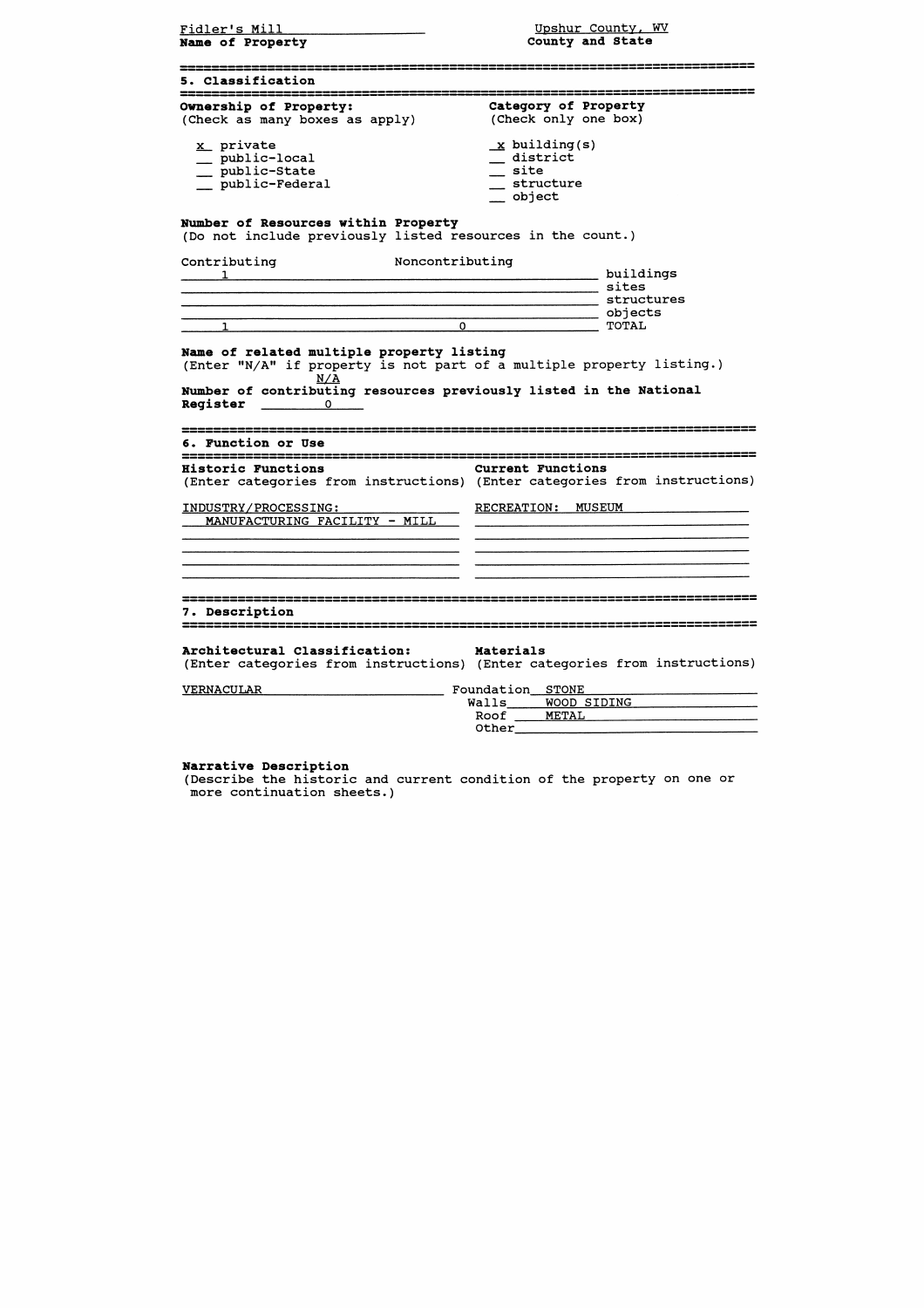Fidler's Mill
**Name of Property**

Upshur County, WV
**County and State**

## 5. Classification

**Ownership of Property:**
(Check as many boxes as apply)

- x private
- __ public-local
- __ public-State
- __ public-Federal

**Category of Property**
(Check only one box)

- x building(s)
- __ district
- __ site
- __ structure
- __ object

**Number of Resources within Property**
(Do not include previously listed resources in the count.)

| Contributing | Noncontributing | |
|---|---|---|
| 1 | | buildings |
| | | sites |
| | | structures |
| | | objects |
| 1 | 0 | TOTAL |

**Name of related multiple property listing**
(Enter "N/A" if property is not part of a multiple property listing.)
N/A

**Number of contributing resources previously listed in the National Register** 0

## 6. Function or Use

**Historic Functions**
(Enter categories from instructions)

INDUSTRY/PROCESSING:
MANUFACTURING FACILITY - MILL

**Current Functions**
(Enter categories from instructions)

RECREATION: MUSEUM

## 7. Description

**Architectural Classification:**
(Enter categories from instructions)

VERNACULAR

**Materials**
(Enter categories from instructions)

Foundation STONE
Walls WOOD SIDING
Roof METAL
Other

**Narrative Description**
(Describe the historic and current condition of the property on one or more continuation sheets.)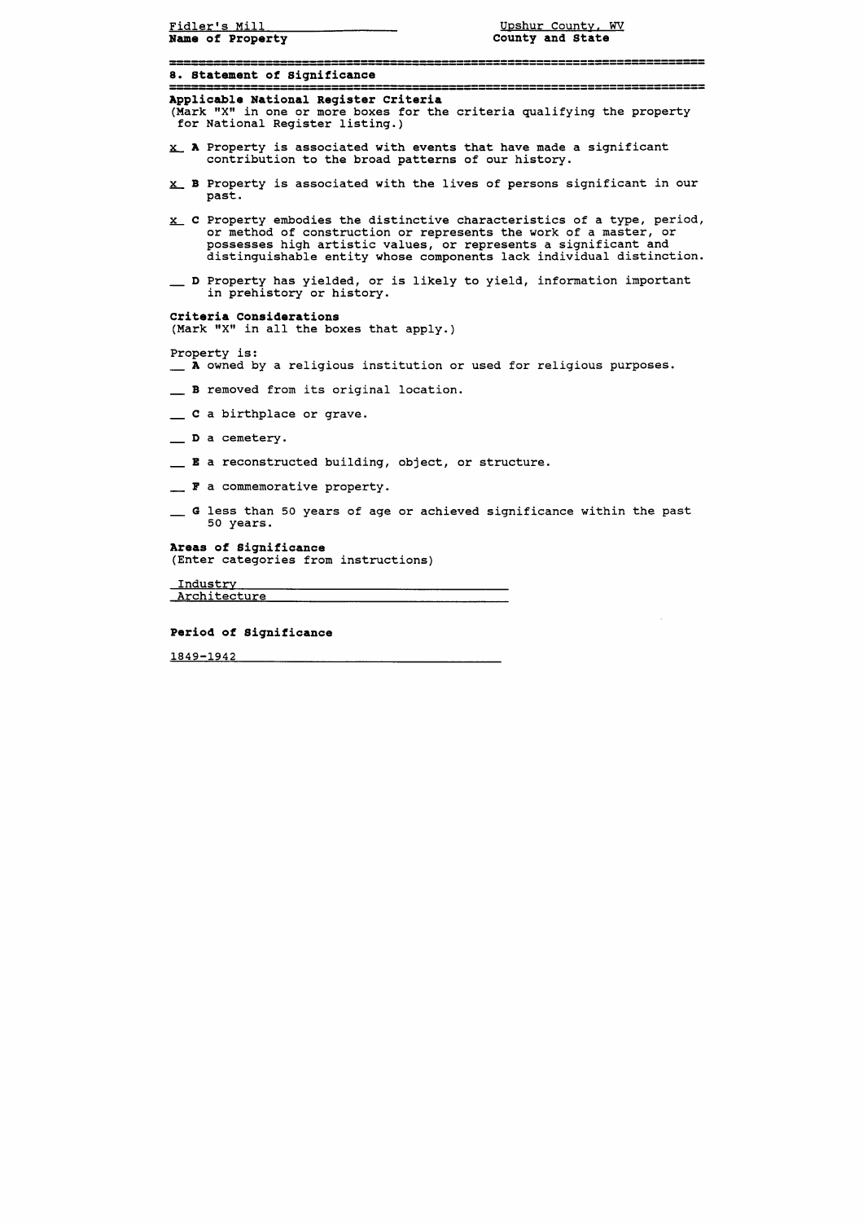Fidler's Mill
**Name of Property**

Upshur County, WV
**County and State**

## 8. Statement of Significance

**Applicable National Register Criteria**
(Mark "X" in one or more boxes for the criteria qualifying the property for National Register listing.)

x **A** Property is associated with events that have made a significant contribution to the broad patterns of our history.

x **B** Property is associated with the lives of persons significant in our past.

x **C** Property embodies the distinctive characteristics of a type, period, or method of construction or represents the work of a master, or possesses high artistic values, or represents a significant and distinguishable entity whose components lack individual distinction.

__ **D** Property has yielded, or is likely to yield, information important in prehistory or history.

**Criteria Considerations**
(Mark "X" in all the boxes that apply.)

Property is:

__ **A** owned by a religious institution or used for religious purposes.

__ **B** removed from its original location.

__ **C** a birthplace or grave.

__ **D** a cemetery.

__ **E** a reconstructed building, object, or structure.

__ **F** a commemorative property.

__ **G** less than 50 years of age or achieved significance within the past 50 years.

**Areas of Significance**
(Enter categories from instructions)

Industry
Architecture

**Period of Significance**

1849-1942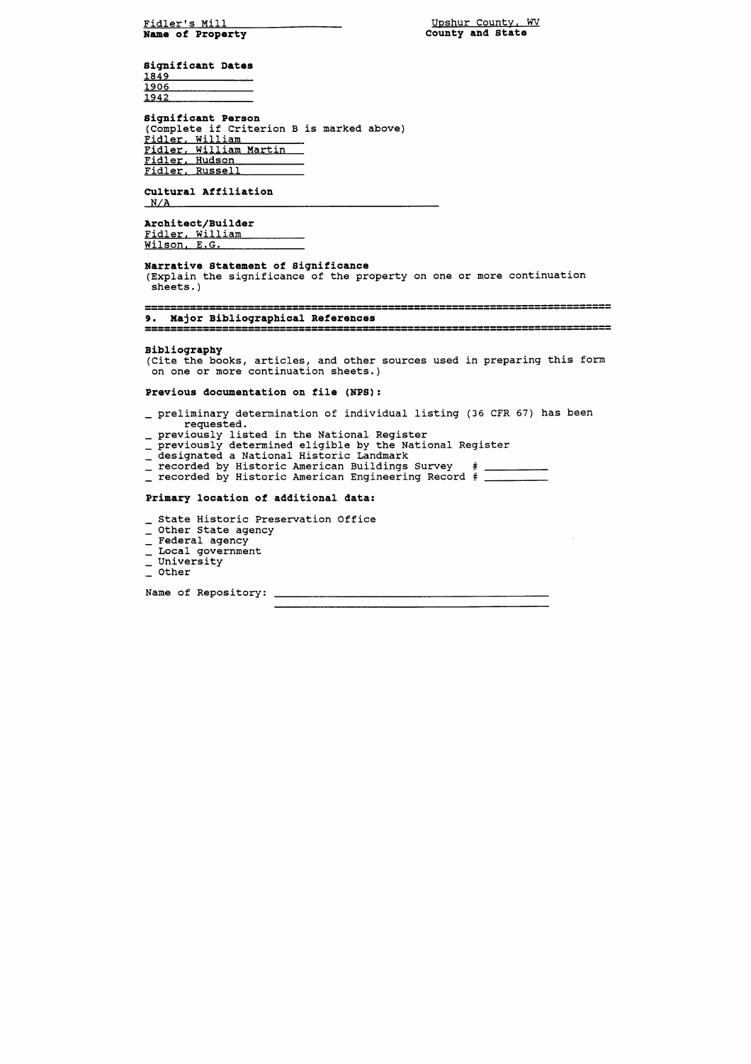Fidler's Mill
**Name of Property**

Upshur County, WV
**County and State**

**Significant Dates**
1849
1906
1942

**Significant Person**
(Complete if Criterion B is marked above)
Fidler, William
Fidler, William Martin
Fidler, Hudson
Fidler, Russell

**Cultural Affiliation**
N/A

**Architect/Builder**
Fidler, William
Wilson, E.G.

**Narrative Statement of Significance**
(Explain the significance of the property on one or more continuation sheets.)

## 9. Major Bibliographical References

**Bibliography**
(Cite the books, articles, and other sources used in preparing this form on one or more continuation sheets.)

**Previous documentation on file (NPS):**

_ preliminary determination of individual listing (36 CFR 67) has been requested.
_ previously listed in the National Register
_ previously determined eligible by the National Register
_ designated a National Historic Landmark
_ recorded by Historic American Buildings Survey # ________
_ recorded by Historic American Engineering Record # ________

**Primary location of additional data:**

_ State Historic Preservation Office
_ Other State agency
_ Federal agency
_ Local government
_ University
_ Other

Name of Repository: ________________________________________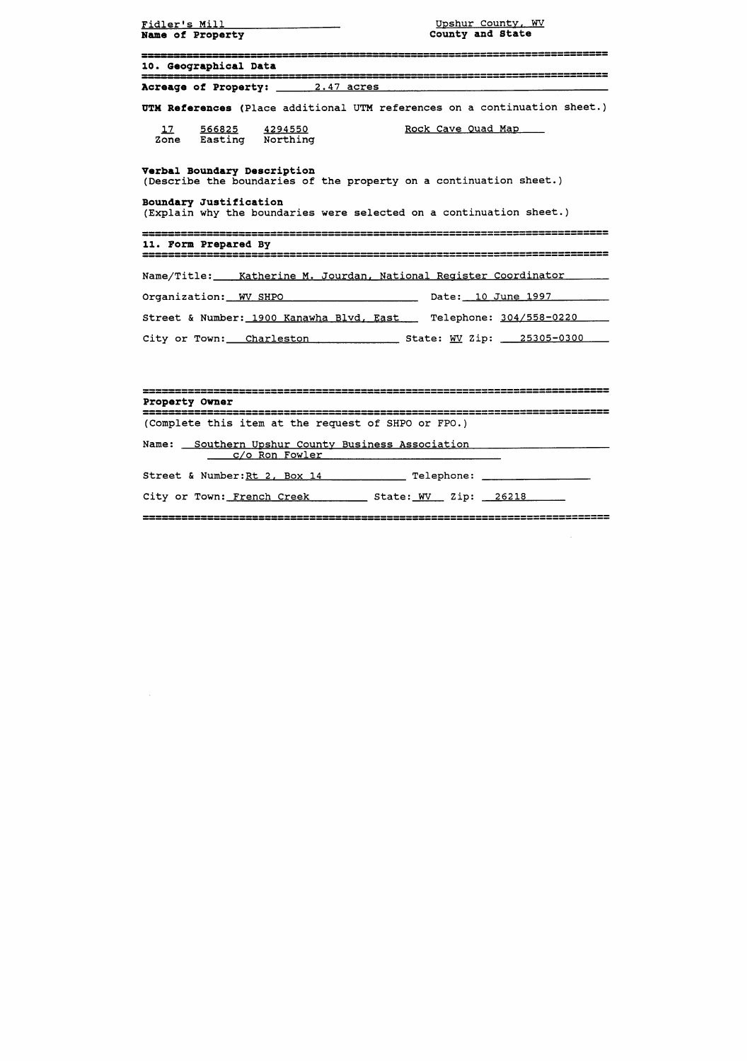Fidler's Mill
**Name of Property**

Upshur County, WV
**County and State**

## 10. Geographical Data

**Acreage of Property:** 2.47 acres

**UTM References** (Place additional UTM references on a continuation sheet.)

| 17 | 566825 | 4294550 | Rock Cave Quad Map |
|---|---|---|---|
| Zone | Easting | Northing | |

**Verbal Boundary Description**
(Describe the boundaries of the property on a continuation sheet.)

**Boundary Justification**
(Explain why the boundaries were selected on a continuation sheet.)

## 11. Form Prepared By

Name/Title: Katherine M. Jourdan, National Register Coordinator

Organization: WV SHPO Date: 10 June 1997

Street & Number: 1900 Kanawha Blvd, East Telephone: 304/558-0220

City or Town: Charleston State: WV Zip: 25305-0300

## Property Owner

(Complete this item at the request of SHPO or FPO.)

Name: Southern Upshur County Business Association
c/o Ron Fowler

Street & Number: Rt 2, Box 14 Telephone: 

City or Town: French Creek State: WV Zip: 26218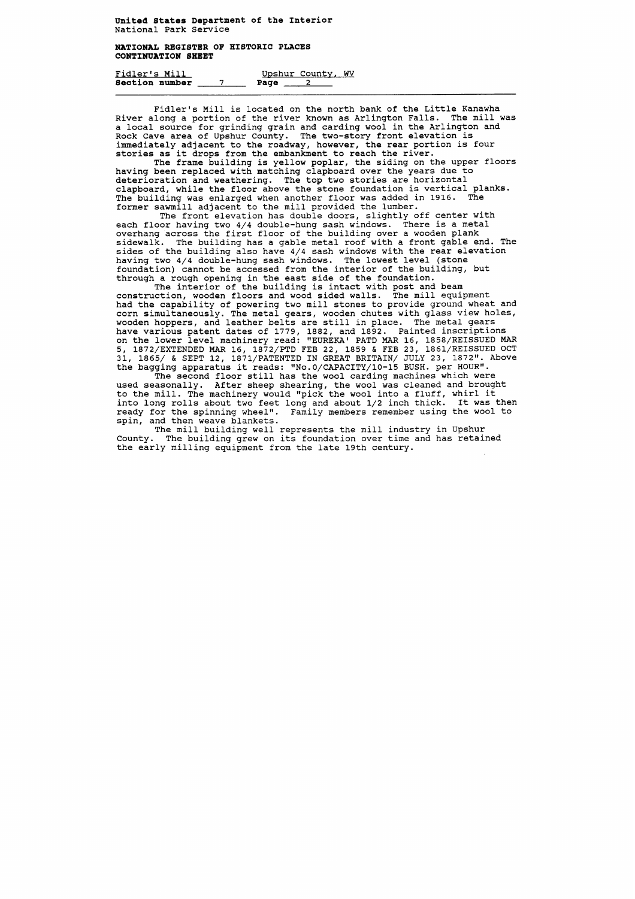**United States Department of the Interior**
National Park Service

**NATIONAL REGISTER OF HISTORIC PLACES**
**CONTINUATION SHEET**

Fidler's Mill Upshur County, WV
**Section number** 7 **Page** 2

Fidler's Mill is located on the north bank of the Little Kanawha River along a portion of the river known as Arlington Falls. The mill was a local source for grinding grain and carding wool in the Arlington and Rock Cave area of Upshur County. The two-story front elevation is immediately adjacent to the roadway, however, the rear portion is four stories as it drops from the embankment to reach the river.

The frame building is yellow poplar, the siding on the upper floors having been replaced with matching clapboard over the years due to deterioration and weathering. The top two stories are horizontal clapboard, while the floor above the stone foundation is vertical planks. The building was enlarged when another floor was added in 1916. The former sawmill adjacent to the mill provided the lumber.

The front elevation has double doors, slightly off center with each floor having two 4/4 double-hung sash windows. There is a metal overhang across the first floor of the building over a wooden plank sidewalk. The building has a gable metal roof with a front gable end. The sides of the building also have 4/4 sash windows with the rear elevation having two 4/4 double-hung sash windows. The lowest level (stone foundation) cannot be accessed from the interior of the building, but through a rough opening in the east side of the foundation.

The interior of the building is intact with post and beam construction, wooden floors and wood sided walls. The mill equipment had the capability of powering two mill stones to provide ground wheat and corn simultaneously. The metal gears, wooden chutes with glass view holes, wooden hoppers, and leather belts are still in place. The metal gears have various patent dates of 1779, 1882, and 1892. Painted inscriptions on the lower level machinery read: "EUREKA' PATD MAR 16, 1858/REISSUED MAR 5, 1872/EXTENDED MAR 16, 1872/PTD FEB 22, 1859 & FEB 23, 1861/REISSUED OCT 31, 1865/ & SEPT 12, 1871/PATENTED IN GREAT BRITAIN/ JULY 23, 1872". Above the bagging apparatus it reads: "No.0/CAPACITY/10-15 BUSH. per HOUR".

The second floor still has the wool carding machines which were used seasonally. After sheep shearing, the wool was cleaned and brought to the mill. The machinery would "pick the wool into a fluff, whirl it into long rolls about two feet long and about 1/2 inch thick. It was then ready for the spinning wheel". Family members remember using the wool to spin, and then weave blankets.

The mill building well represents the mill industry in Upshur County. The building grew on its foundation over time and has retained the early milling equipment from the late 19th century.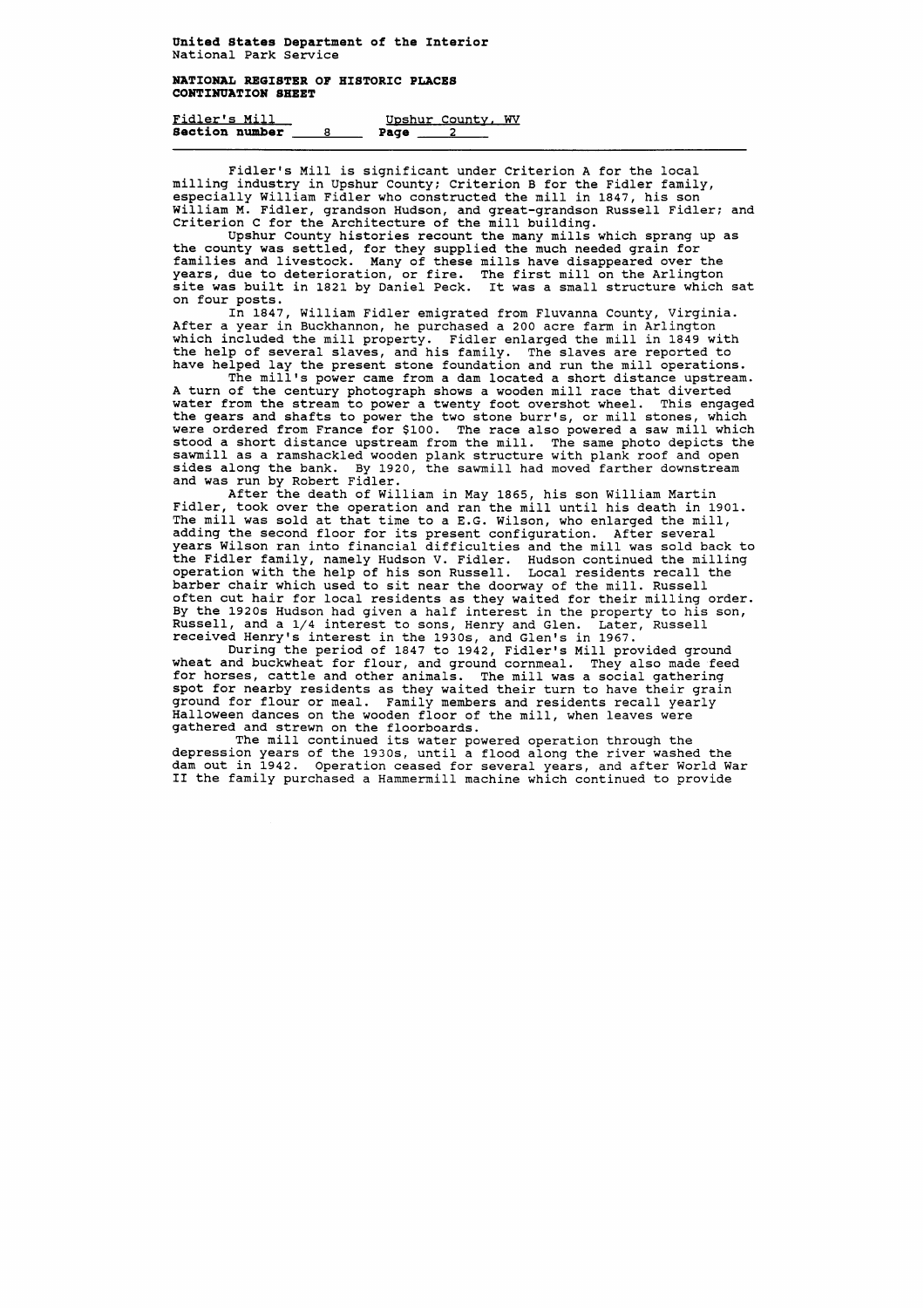Fidler's Mill is significant under Criterion A for the local milling industry in Upshur County; Criterion B for the Fidler family, especially William Fidler who constructed the mill in 1847, his son William M. Fidler, grandson Hudson, and great-grandson Russell Fidler; and Criterion C for the Architecture of the mill building.

Upshur County histories recount the many mills which sprang up as the county was settled, for they supplied the much needed grain for families and livestock. Many of these mills have disappeared over the years, due to deterioration, or fire. The first mill on the Arlington site was built in 1821 by Daniel Peck. It was a small structure which sat on four posts.

In 1847, William Fidler emigrated from Fluvanna County, Virginia. After a year in Buckhannon, he purchased a 200 acre farm in Arlington which included the mill property. Fidler enlarged the mill in 1849 with the help of several slaves, and his family. The slaves are reported to have helped lay the present stone foundation and run the mill operations.

The mill's power came from a dam located a short distance upstream. A turn of the century photograph shows a wooden mill race that diverted water from the stream to power a twenty foot overshot wheel. This engaged the gears and shafts to power the two stone burr's, or mill stones, which were ordered from France for $100. The race also powered a saw mill which stood a short distance upstream from the mill. The same photo depicts the sawmill as a ramshackled wooden plank structure with plank roof and open sides along the bank. By 1920, the sawmill had moved farther downstream and was run by Robert Fidler.

After the death of William in May 1865, his son William Martin Fidler, took over the operation and ran the mill until his death in 1901. The mill was sold at that time to a E.G. Wilson, who enlarged the mill, adding the second floor for its present configuration. After several years Wilson ran into financial difficulties and the mill was sold back to the Fidler family, namely Hudson V. Fidler. Hudson continued the milling operation with the help of his son Russell. Local residents recall the barber chair which used to sit near the doorway of the mill. Russell often cut hair for local residents as they waited for their milling order. By the 1920s Hudson had given a half interest in the property to his son, Russell, and a 1/4 interest to sons, Henry and Glen. Later, Russell received Henry's interest in the 1930s, and Glen's in 1967.

During the period of 1847 to 1942, Fidler's Mill provided ground wheat and buckwheat for flour, and ground cornmeal. They also made feed for horses, cattle and other animals. The mill was a social gathering spot for nearby residents as they waited their turn to have their grain ground for flour or meal. Family members and residents recall yearly Halloween dances on the wooden floor of the mill, when leaves were gathered and strewn on the floorboards.

The mill continued its water powered operation through the depression years of the 1930s, until a flood along the river washed the dam out in 1942. Operation ceased for several years, and after World War II the family purchased a Hammermill machine which continued to provide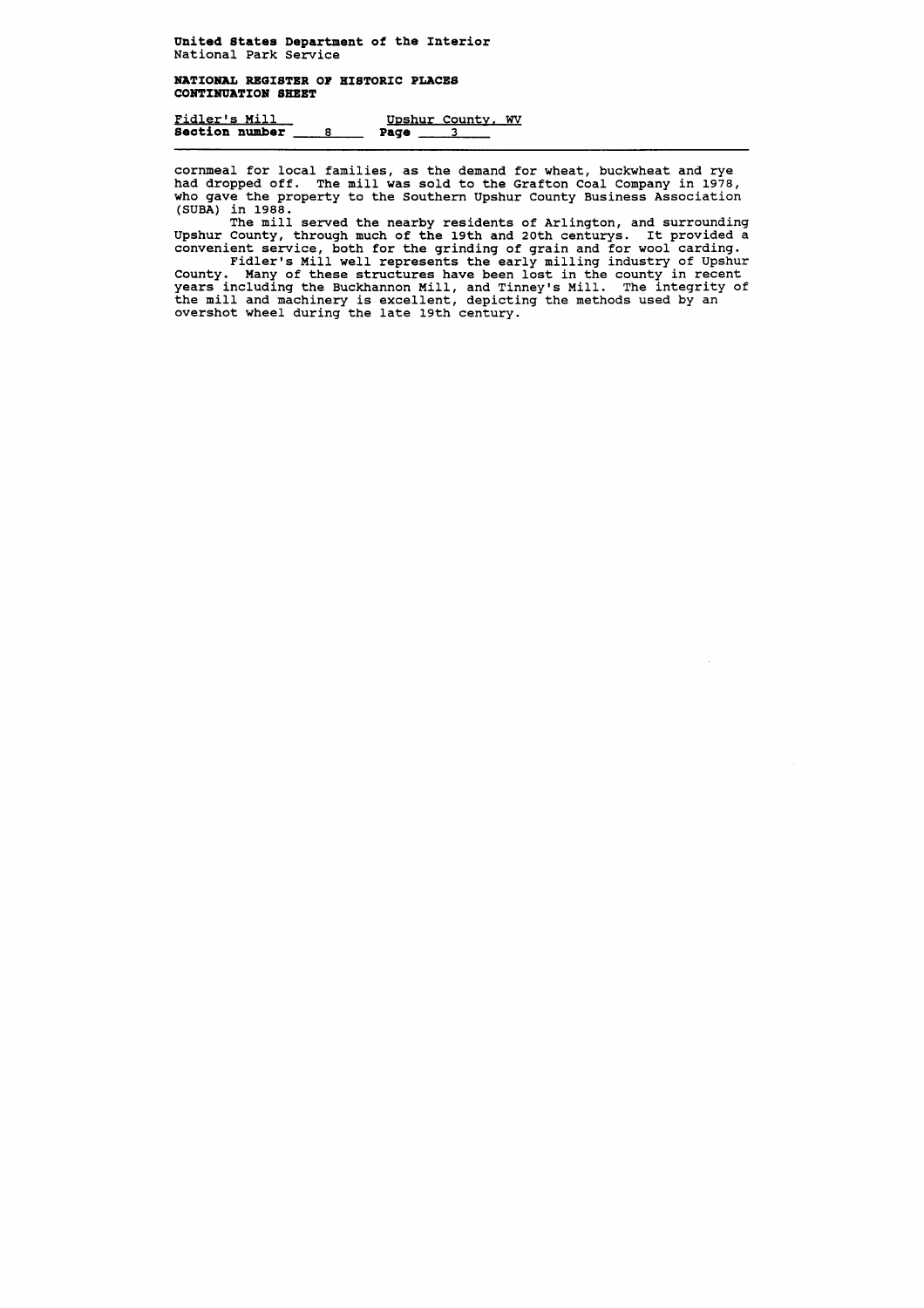cornmeal for local families, as the demand for wheat, buckwheat and rye had dropped off. The mill was sold to the Grafton Coal Company in 1978, who gave the property to the Southern Upshur County Business Association (SUBA) in 1988.

The mill served the nearby residents of Arlington, and surrounding Upshur County, through much of the 19th and 20th centurys. It provided a convenient service, both for the grinding of grain and for wool carding.

Fidler's Mill well represents the early milling industry of Upshur County. Many of these structures have been lost in the county in recent years including the Buckhannon Mill, and Tinney's Mill. The integrity of the mill and machinery is excellent, depicting the methods used by an overshot wheel during the late 19th century.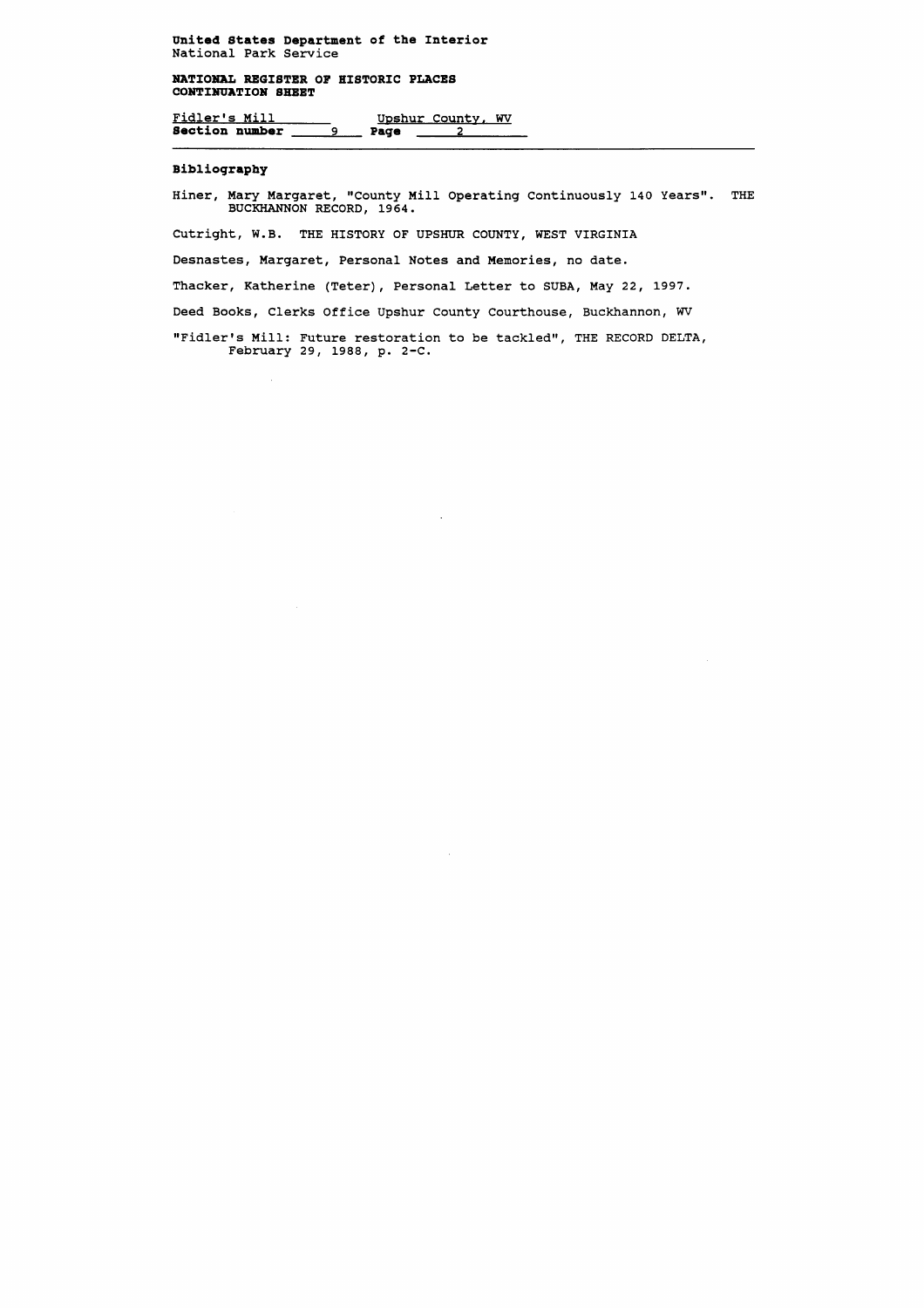United States Department of the Interior
National Park Service

**NATIONAL REGISTER OF HISTORIC PLACES**
**CONTINUATION SHEET**

Fidler's Mill — Upshur County, WV
**Section number** 9 **Page** 2

### Bibliography

Hiner, Mary Margaret, "County Mill Operating Continuously 140 Years". THE BUCKHANNON RECORD, 1964.

Cutright, W.B. THE HISTORY OF UPSHUR COUNTY, WEST VIRGINIA

Desnastes, Margaret, Personal Notes and Memories, no date.

Thacker, Katherine (Teter), Personal Letter to SUBA, May 22, 1997.

Deed Books, Clerks Office Upshur County Courthouse, Buckhannon, WV

"Fidler's Mill: Future restoration to be tackled", THE RECORD DELTA, February 29, 1988, p. 2-C.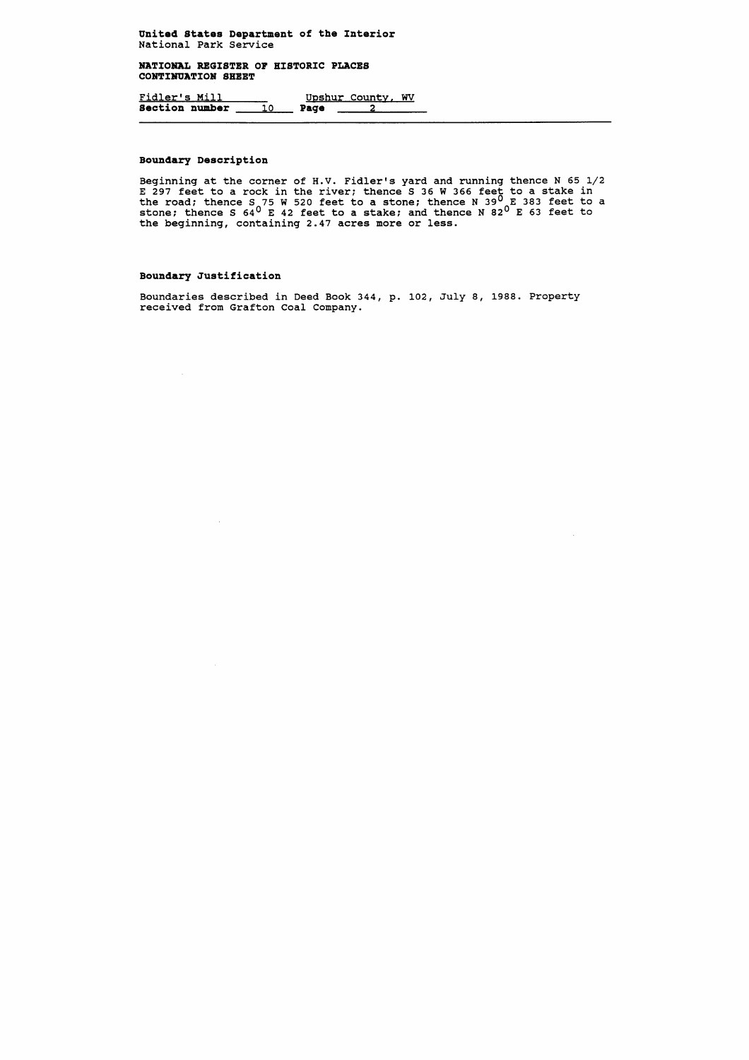United States Department of the Interior
National Park Service

**NATIONAL REGISTER OF HISTORIC PLACES**
**CONTINUATION SHEET**

Fidler's Mill Upshur County, WV
**Section number** 10 **Page** 2

---

### Boundary Description

Beginning at the corner of H.V. Fidler's yard and running thence N 65 1/2 E 297 feet to a rock in the river; thence S 36 W 366 feet to a stake in the road; thence S 75 W 520 feet to a stone; thence N 39° E 383 feet to a stone; thence S 64° E 42 feet to a stake; and thence N 82° E 63 feet to the beginning, containing 2.47 acres more or less.

### Boundary Justification

Boundaries described in Deed Book 344, p. 102, July 8, 1988. Property received from Grafton Coal Company.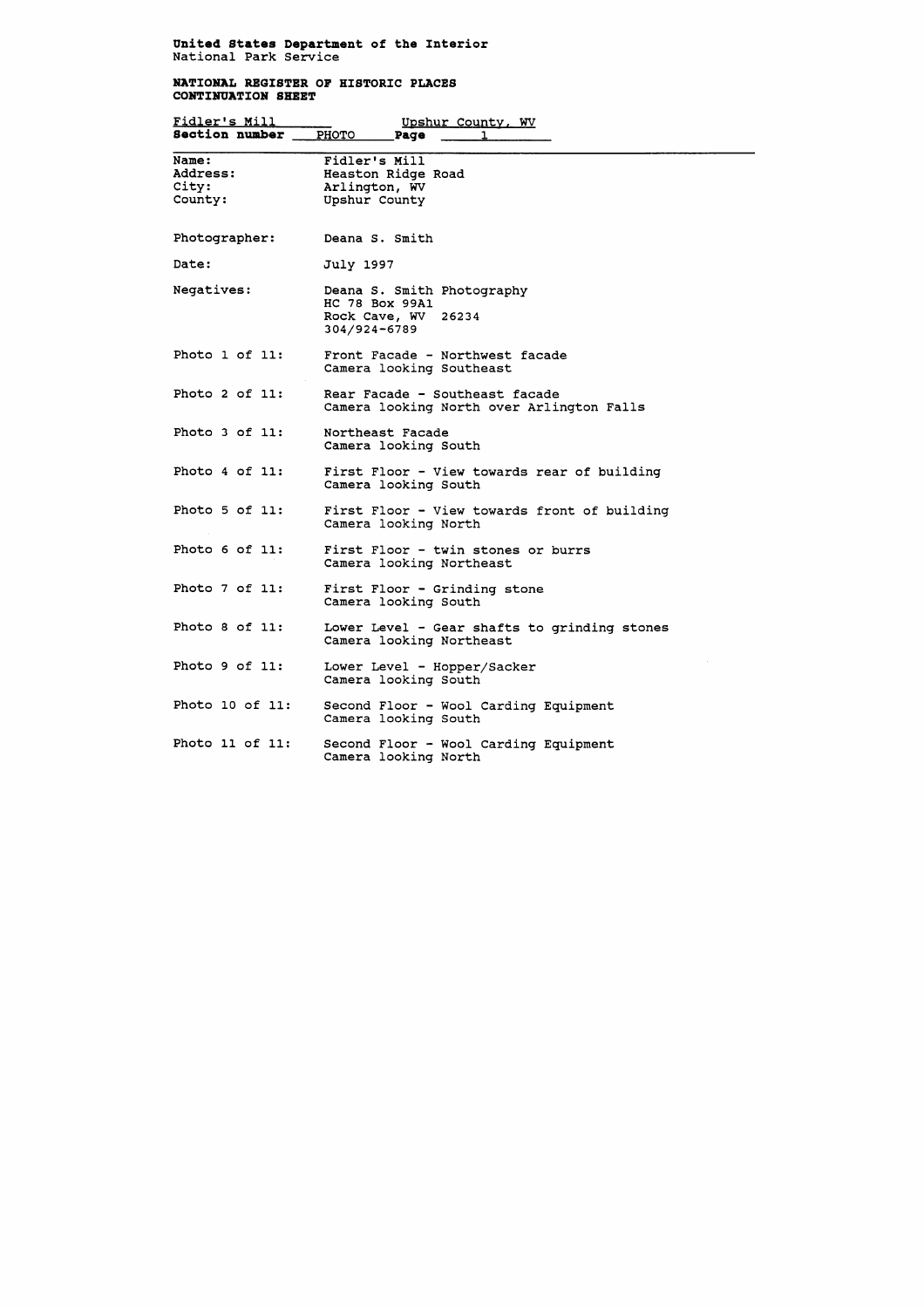**United States Department of the Interior**
National Park Service

**NATIONAL REGISTER OF HISTORIC PLACES**
**CONTINUATION SHEET**

Fidler's Mill — Upshur County, WV
**Section number** PHOTO **Page** 1

| | |
|---|---|
| Name: | Fidler's Mill |
| Address: | Heaston Ridge Road |
| City: | Arlington, WV |
| County: | Upshur County |
| Photographer: | Deana S. Smith |
| Date: | July 1997 |
| Negatives: | Deana S. Smith Photography<br>HC 78 Box 99A1<br>Rock Cave, WV 26234<br>304/924-6789 |
| Photo 1 of 11: | Front Facade - Northwest facade<br>Camera looking Southeast |
| Photo 2 of 11: | Rear Facade - Southeast facade<br>Camera looking North over Arlington Falls |
| Photo 3 of 11: | Northeast Facade<br>Camera looking South |
| Photo 4 of 11: | First Floor - View towards rear of building<br>Camera looking South |
| Photo 5 of 11: | First Floor - View towards front of building<br>Camera looking North |
| Photo 6 of 11: | First Floor - twin stones or burrs<br>Camera looking Northeast |
| Photo 7 of 11: | First Floor - Grinding stone<br>Camera looking South |
| Photo 8 of 11: | Lower Level - Gear shafts to grinding stones<br>Camera looking Northeast |
| Photo 9 of 11: | Lower Level - Hopper/Sacker<br>Camera looking South |
| Photo 10 of 11: | Second Floor - Wool Carding Equipment<br>Camera looking South |
| Photo 11 of 11: | Second Floor - Wool Carding Equipment<br>Camera looking North |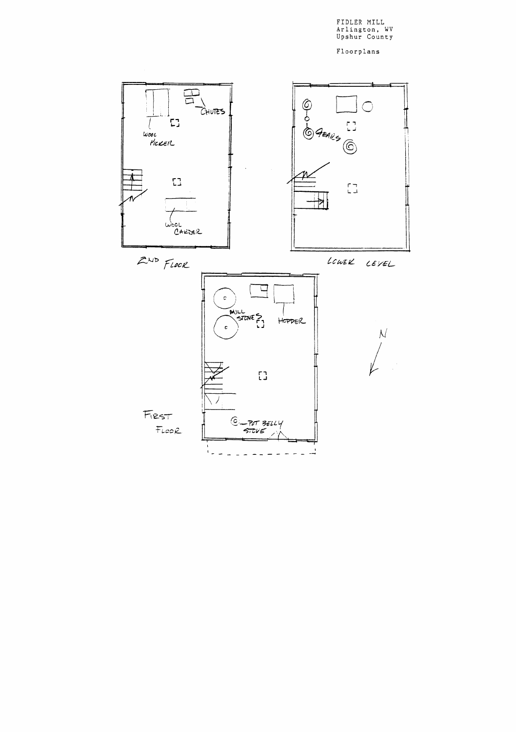FIDLER MILL
Arlington, WV
Upshur County

Floorplans

2ND FLOOR

CHUTES

WOOL PICKER

WOOL CARDER

LOWER LEVEL

GEARS

FIRST FLOOR

MILL STONES

HOPPER

POT BELLY STOVE

N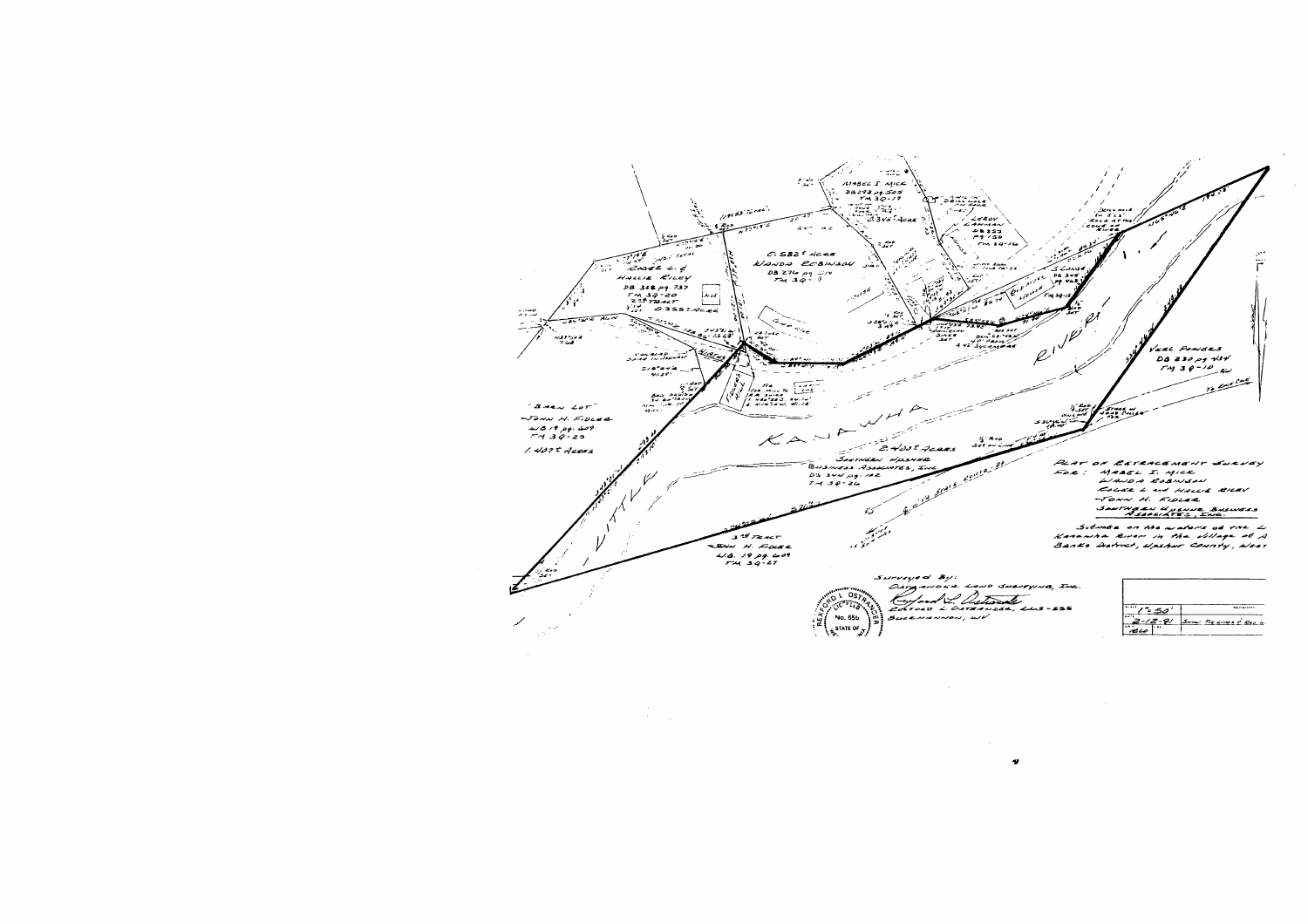MABEL I. MICK
DB 292 pg. 505
TM 39-17

LEROY CANNON
DB 352 pg. 150
TM 39-16

ROGER L. & HALLIE RILEY
DB 328 pg. 737
TM 39-20
2nd TRACT
0.335± ACRE

0.582± ACRE
WANDA ROBINSON
DB 276 pg. 314
TM 39-9

"BARN LOT"
JOHN H. FIDLER
WB 19 pg. 609
TM 39-23
1.407± ACRES

KANAWHA RIVER

LITTLE

2.400± ACRES
SOUTHERN UPSHUR BUSINESS ASSOCIATES, INC.
DB 344 pg. 182
TM 39-26

3rd TRACT
JOHN H. FIDLER
WB 19 pg. 609
TM 39-27

VEAL POWERS
DB 230 pg. 434
TM 39-10

W. VA. STATE ROUTE 20

PLAT OF RETRACEMENT SURVEY
FOR: MABEL I. MICK
WANDA ROBINSON
ROGER L. and HALLIE RILEY
JOHN H. FIDLER
SOUTHERN UPSHUR BUSINESS ASSOCIATES, INC.

Situate on the waters of the L
Kanawha River in the Village of A
Banks District, Upshur County, West

Surveyed By:
OSTRANDER LAND SURVEYING, INC.
REXFORD L. OSTRANDER, LLS-556
BUCKHANNON, WV

REXFORD L. OSTRANDER
LICENSED
No. 556
STATE OF

| SCALE | 1" = 50' | REVISIONS |
|---|---|---|
| DATE | 2-12-91 | Show Tie Lines & Rec. |
| DRAWN | RLO | |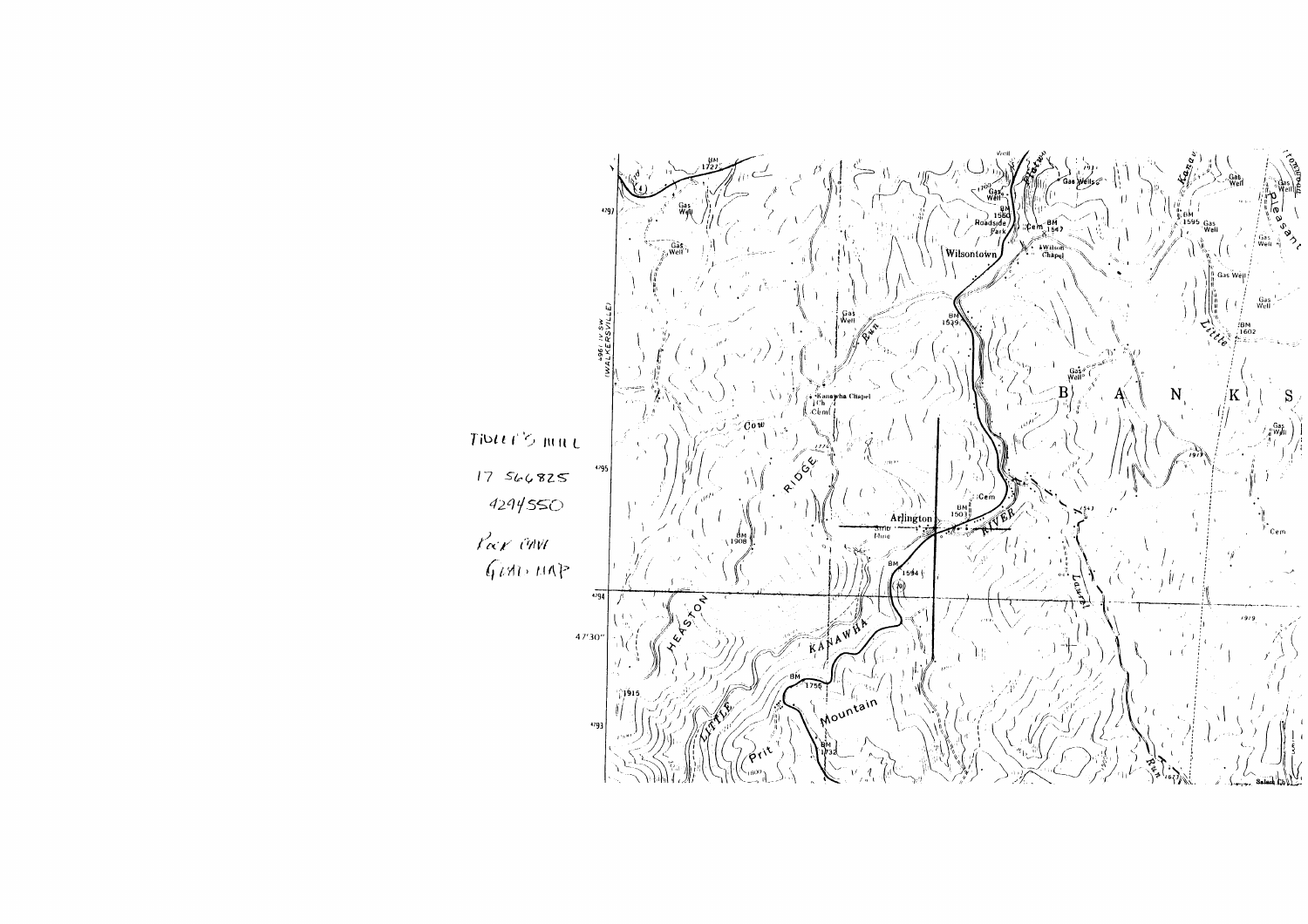TIDLEY'S MILL

17 566825

4294550

Rock Cave

GEOL MAP